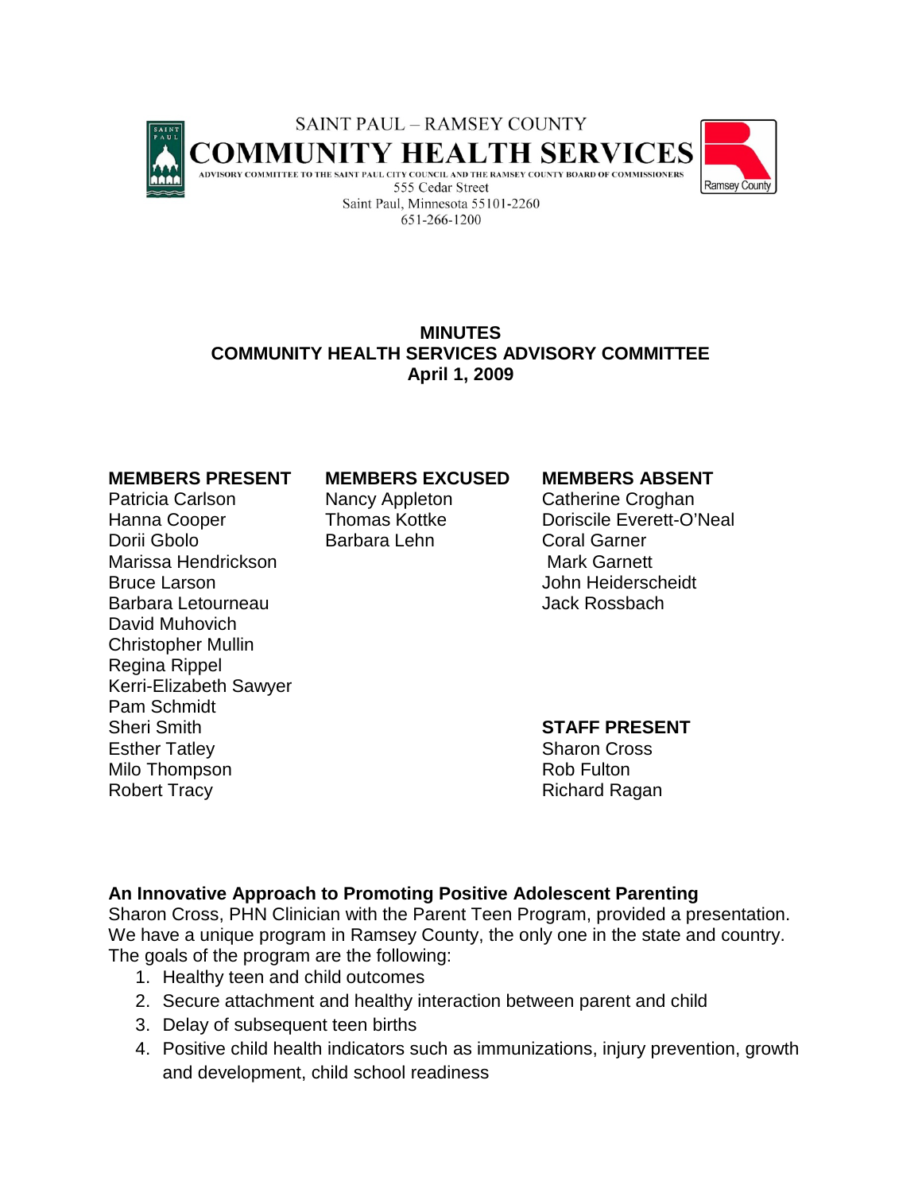SAINT PAUL – RAMSEY COUNTY

# COMMUNITY HEALTH SERVICES

ADVISORY COMMITTEE TO THE SAINT PAUL CITY COUNCIL AND THE RAMSEY COUNTY BOARD OF COMMISSIONERS

555 Cedar Street
Saint Paul, Minnesota 55101-2260
651-266-1200

## MINUTES
## COMMUNITY HEALTH SERVICES ADVISORY COMMITTEE
## April 1, 2009

**MEMBERS PRESENT**
Patricia Carlson
Hanna Cooper
Dorii Gbolo
Marissa Hendrickson
Bruce Larson
Barbara Letourneau
David Muhovich
Christopher Mullin
Regina Rippel
Kerri-Elizabeth Sawyer
Pam Schmidt
Sheri Smith
Esther Tatley
Milo Thompson
Robert Tracy

**MEMBERS EXCUSED**
Nancy Appleton
Thomas Kottke
Barbara Lehn

**MEMBERS ABSENT**
Catherine Croghan
Doriscile Everett-O'Neal
Coral Garner
Mark Garnett
John Heiderscheidt
Jack Rossbach

**STAFF PRESENT**
Sharon Cross
Rob Fulton
Richard Ragan

**An Innovative Approach to Promoting Positive Adolescent Parenting**

Sharon Cross, PHN Clinician with the Parent Teen Program, provided a presentation. We have a unique program in Ramsey County, the only one in the state and country. The goals of the program are the following:

1. Healthy teen and child outcomes
2. Secure attachment and healthy interaction between parent and child
3. Delay of subsequent teen births
4. Positive child health indicators such as immunizations, injury prevention, growth and development, child school readiness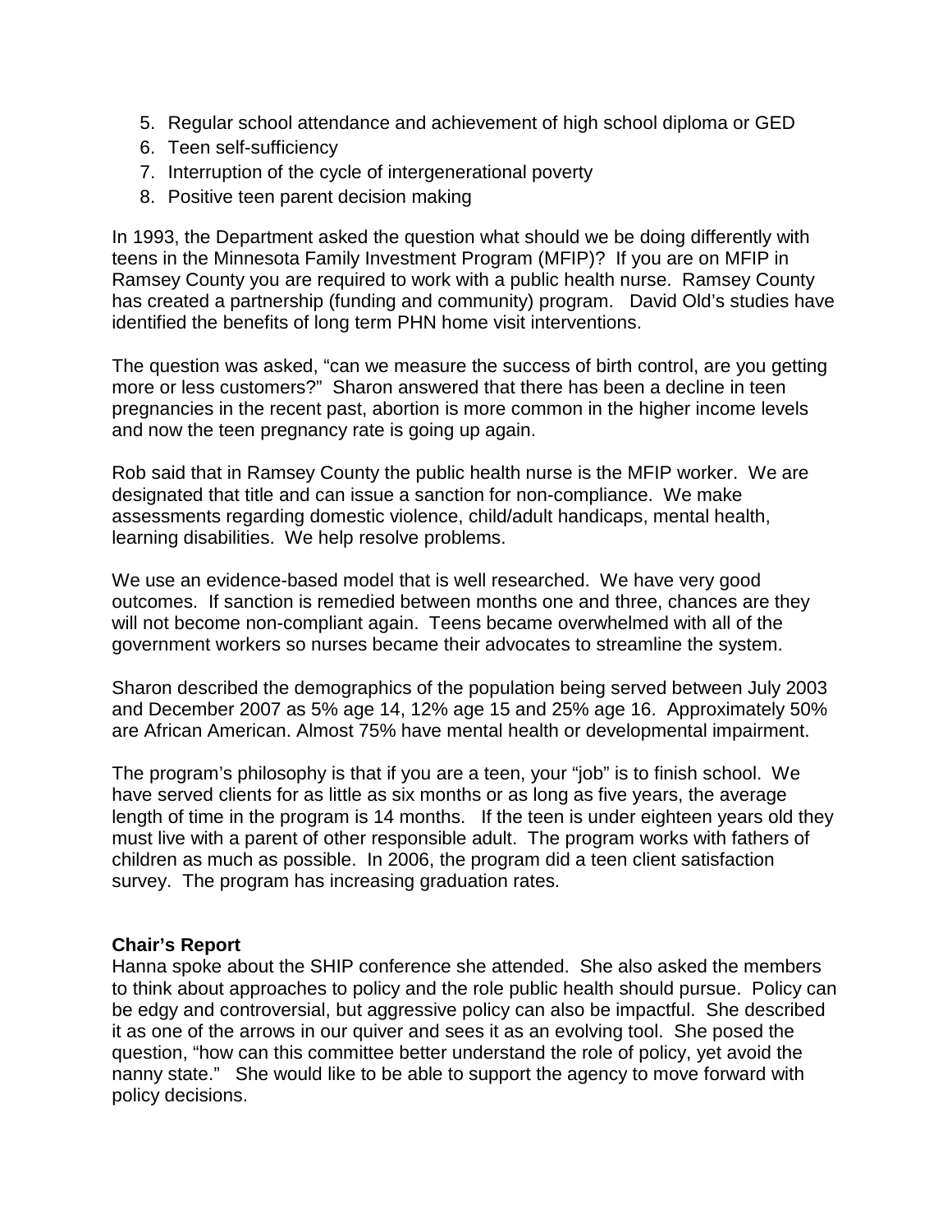5. Regular school attendance and achievement of high school diploma or GED
6. Teen self-sufficiency
7. Interruption of the cycle of intergenerational poverty
8. Positive teen parent decision making

In 1993, the Department asked the question what should we be doing differently with teens in the Minnesota Family Investment Program (MFIP)? If you are on MFIP in Ramsey County you are required to work with a public health nurse. Ramsey County has created a partnership (funding and community) program. David Old's studies have identified the benefits of long term PHN home visit interventions.

The question was asked, "can we measure the success of birth control, are you getting more or less customers?" Sharon answered that there has been a decline in teen pregnancies in the recent past, abortion is more common in the higher income levels and now the teen pregnancy rate is going up again.

Rob said that in Ramsey County the public health nurse is the MFIP worker. We are designated that title and can issue a sanction for non-compliance. We make assessments regarding domestic violence, child/adult handicaps, mental health, learning disabilities. We help resolve problems.

We use an evidence-based model that is well researched. We have very good outcomes. If sanction is remedied between months one and three, chances are they will not become non-compliant again. Teens became overwhelmed with all of the government workers so nurses became their advocates to streamline the system.

Sharon described the demographics of the population being served between July 2003 and December 2007 as 5% age 14, 12% age 15 and 25% age 16. Approximately 50% are African American. Almost 75% have mental health or developmental impairment.

The program's philosophy is that if you are a teen, your "job" is to finish school. We have served clients for as little as six months or as long as five years, the average length of time in the program is 14 months. If the teen is under eighteen years old they must live with a parent of other responsible adult. The program works with fathers of children as much as possible. In 2006, the program did a teen client satisfaction survey. The program has increasing graduation rates.

**Chair's Report**

Hanna spoke about the SHIP conference she attended. She also asked the members to think about approaches to policy and the role public health should pursue. Policy can be edgy and controversial, but aggressive policy can also be impactful. She described it as one of the arrows in our quiver and sees it as an evolving tool. She posed the question, "how can this committee better understand the role of policy, yet avoid the nanny state." She would like to be able to support the agency to move forward with policy decisions.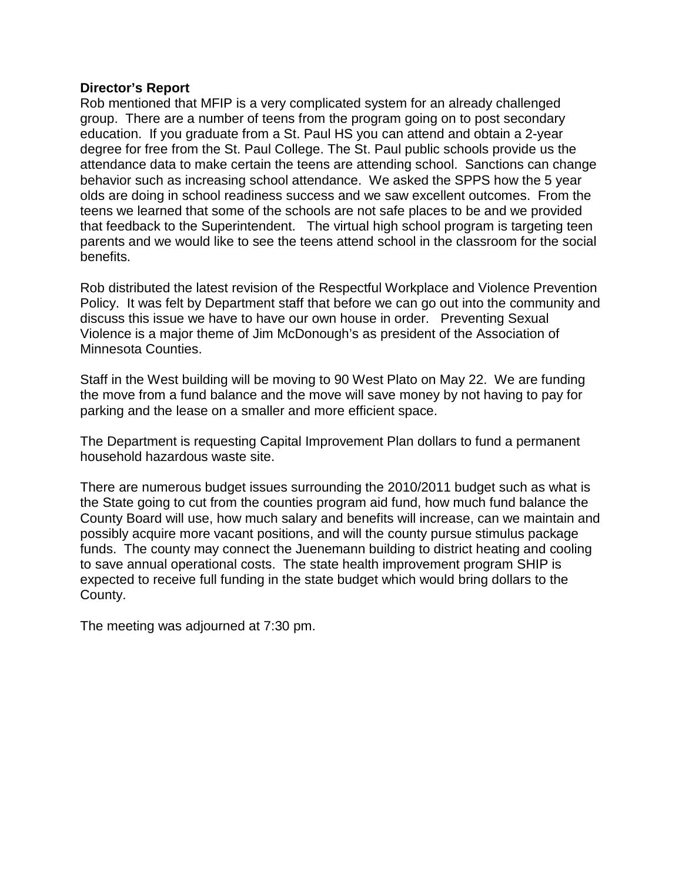**Director's Report**

Rob mentioned that MFIP is a very complicated system for an already challenged group. There are a number of teens from the program going on to post secondary education. If you graduate from a St. Paul HS you can attend and obtain a 2-year degree for free from the St. Paul College. The St. Paul public schools provide us the attendance data to make certain the teens are attending school. Sanctions can change behavior such as increasing school attendance. We asked the SPPS how the 5 year olds are doing in school readiness success and we saw excellent outcomes. From the teens we learned that some of the schools are not safe places to be and we provided that feedback to the Superintendent. The virtual high school program is targeting teen parents and we would like to see the teens attend school in the classroom for the social benefits.

Rob distributed the latest revision of the Respectful Workplace and Violence Prevention Policy. It was felt by Department staff that before we can go out into the community and discuss this issue we have to have our own house in order. Preventing Sexual Violence is a major theme of Jim McDonough's as president of the Association of Minnesota Counties.

Staff in the West building will be moving to 90 West Plato on May 22. We are funding the move from a fund balance and the move will save money by not having to pay for parking and the lease on a smaller and more efficient space.

The Department is requesting Capital Improvement Plan dollars to fund a permanent household hazardous waste site.

There are numerous budget issues surrounding the 2010/2011 budget such as what is the State going to cut from the counties program aid fund, how much fund balance the County Board will use, how much salary and benefits will increase, can we maintain and possibly acquire more vacant positions, and will the county pursue stimulus package funds. The county may connect the Juenemann building to district heating and cooling to save annual operational costs. The state health improvement program SHIP is expected to receive full funding in the state budget which would bring dollars to the County.

The meeting was adjourned at 7:30 pm.